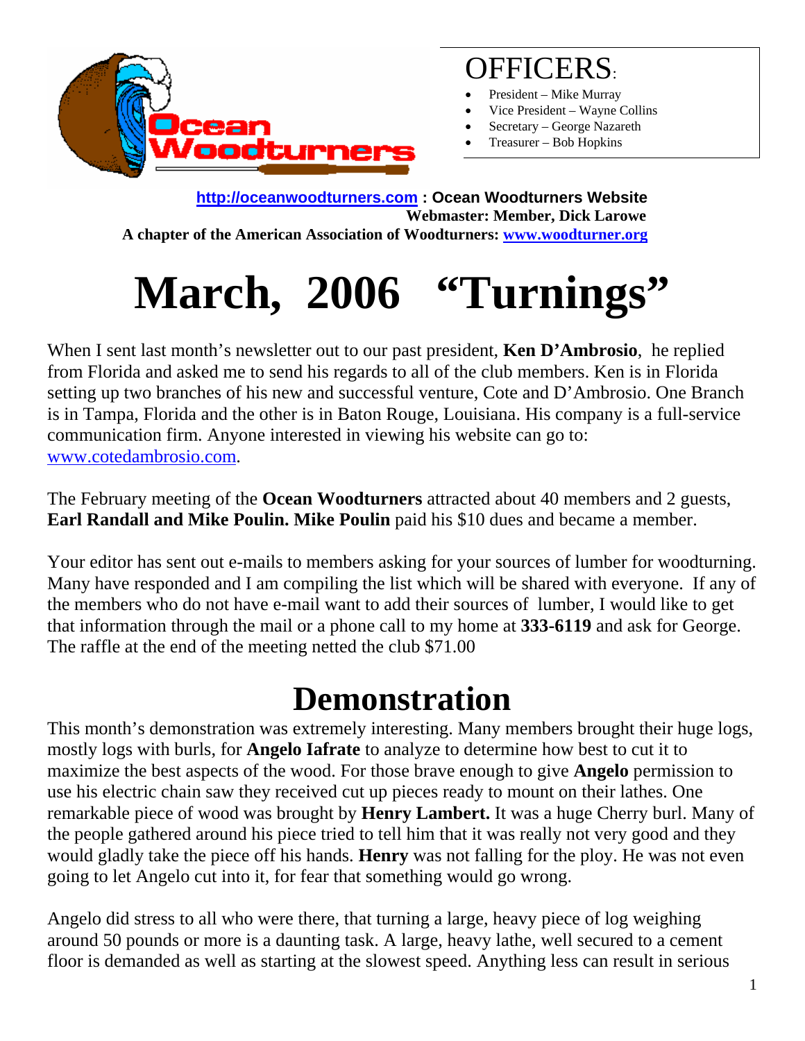Ocean Woodturners

# OFFICERS:

- President – Mike Murray
- Vice President – Wayne Collins
- Secretary – George Nazareth
- Treasurer – Bob Hopkins

**http://oceanwoodturners.com : Ocean Woodturners Website**
**Webmaster: Member, Dick Larowe**
**A chapter of the American Association of Woodturners: www.woodturner.org**

# March, 2006 "Turnings"

When I sent last month's newsletter out to our past president, **Ken D'Ambrosio**, he replied from Florida and asked me to send his regards to all of the club members. Ken is in Florida setting up two branches of his new and successful venture, Cote and D'Ambrosio. One Branch is in Tampa, Florida and the other is in Baton Rouge, Louisiana. His company is a full-service communication firm. Anyone interested in viewing his website can go to: www.cotedambrosio.com.

The February meeting of the **Ocean Woodturners** attracted about 40 members and 2 guests, **Earl Randall and Mike Poulin. Mike Poulin** paid his $10 dues and became a member.

Your editor has sent out e-mails to members asking for your sources of lumber for woodturning. Many have responded and I am compiling the list which will be shared with everyone. If any of the members who do not have e-mail want to add their sources of lumber, I would like to get that information through the mail or a phone call to my home at **333-6119** and ask for George. The raffle at the end of the meeting netted the club $71.00

# Demonstration

This month's demonstration was extremely interesting. Many members brought their huge logs, mostly logs with burls, for **Angelo Iafrate** to analyze to determine how best to cut it to maximize the best aspects of the wood. For those brave enough to give **Angelo** permission to use his electric chain saw they received cut up pieces ready to mount on their lathes. One remarkable piece of wood was brought by **Henry Lambert.** It was a huge Cherry burl. Many of the people gathered around his piece tried to tell him that it was really not very good and they would gladly take the piece off his hands. **Henry** was not falling for the ploy. He was not even going to let Angelo cut into it, for fear that something would go wrong.

Angelo did stress to all who were there, that turning a large, heavy piece of log weighing around 50 pounds or more is a daunting task. A large, heavy lathe, well secured to a cement floor is demanded as well as starting at the slowest speed. Anything less can result in serious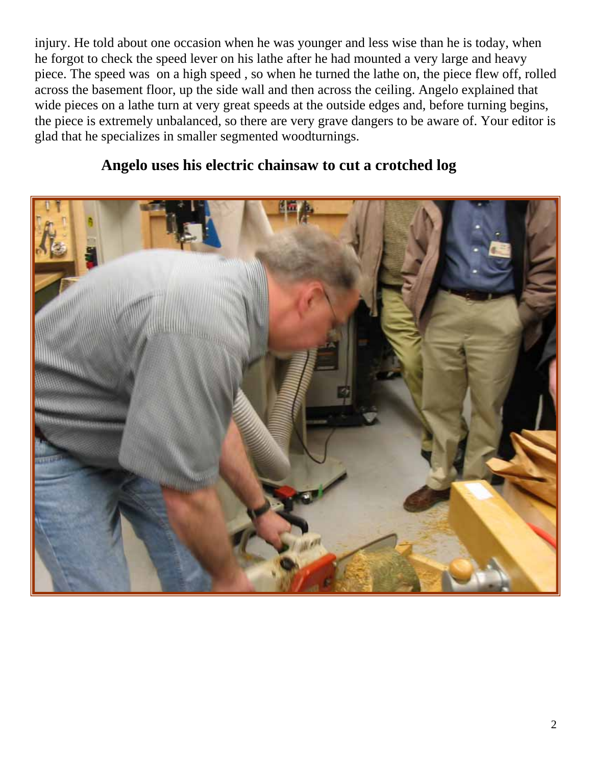injury. He told about one occasion when he was younger and less wise than he is today, when he forgot to check the speed lever on his lathe after he had mounted a very large and heavy piece. The speed was on a high speed , so when he turned the lathe on, the piece flew off, rolled across the basement floor, up the side wall and then across the ceiling. Angelo explained that wide pieces on a lathe turn at very great speeds at the outside edges and, before turning begins, the piece is extremely unbalanced, so there are very grave dangers to be aware of. Your editor is glad that he specializes in smaller segmented woodturnings.

**Angelo uses his electric chainsaw to cut a crotched log**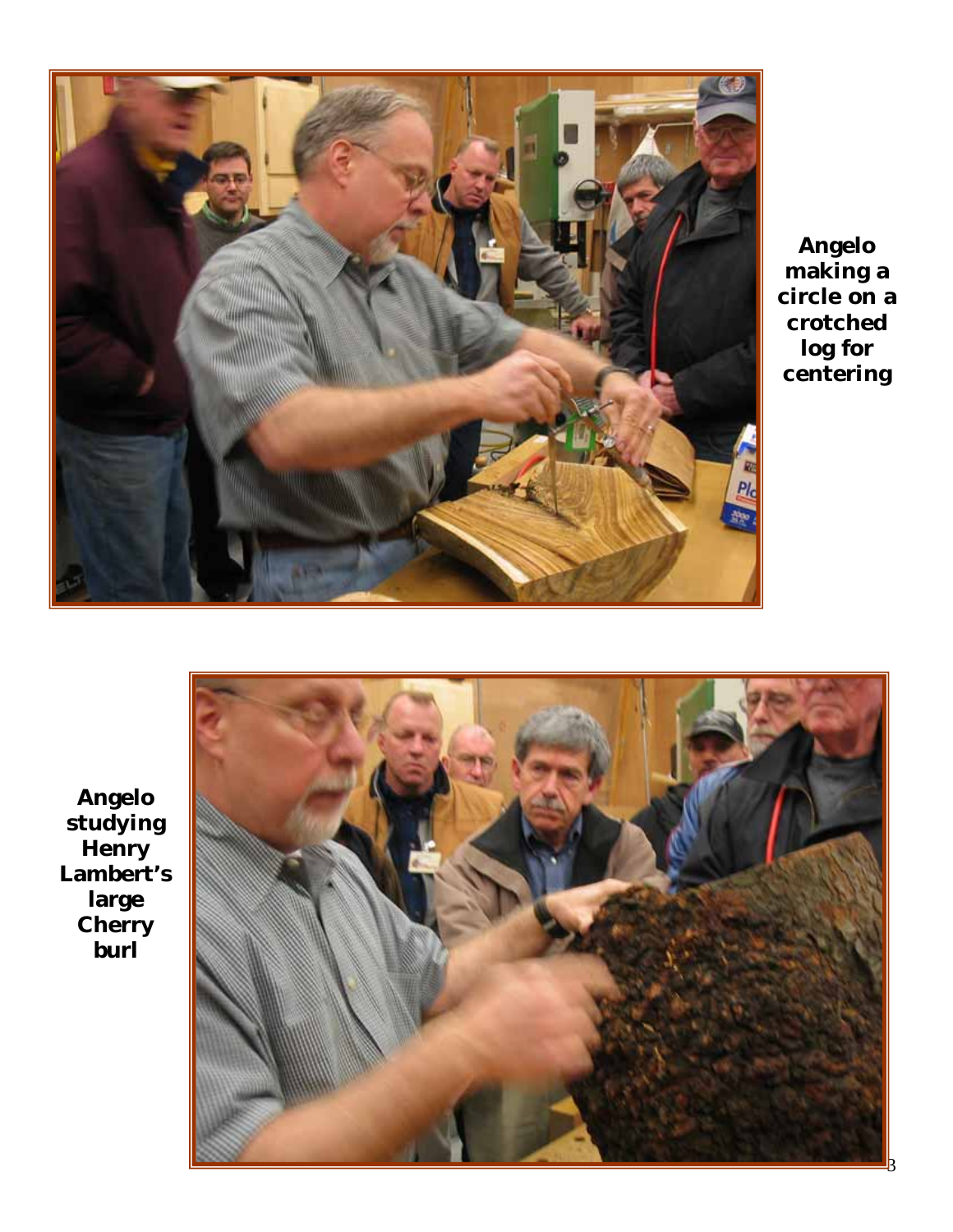Angelo making a circle on a crotched log for centering

Angelo studying Henry Lambert's large Cherry burl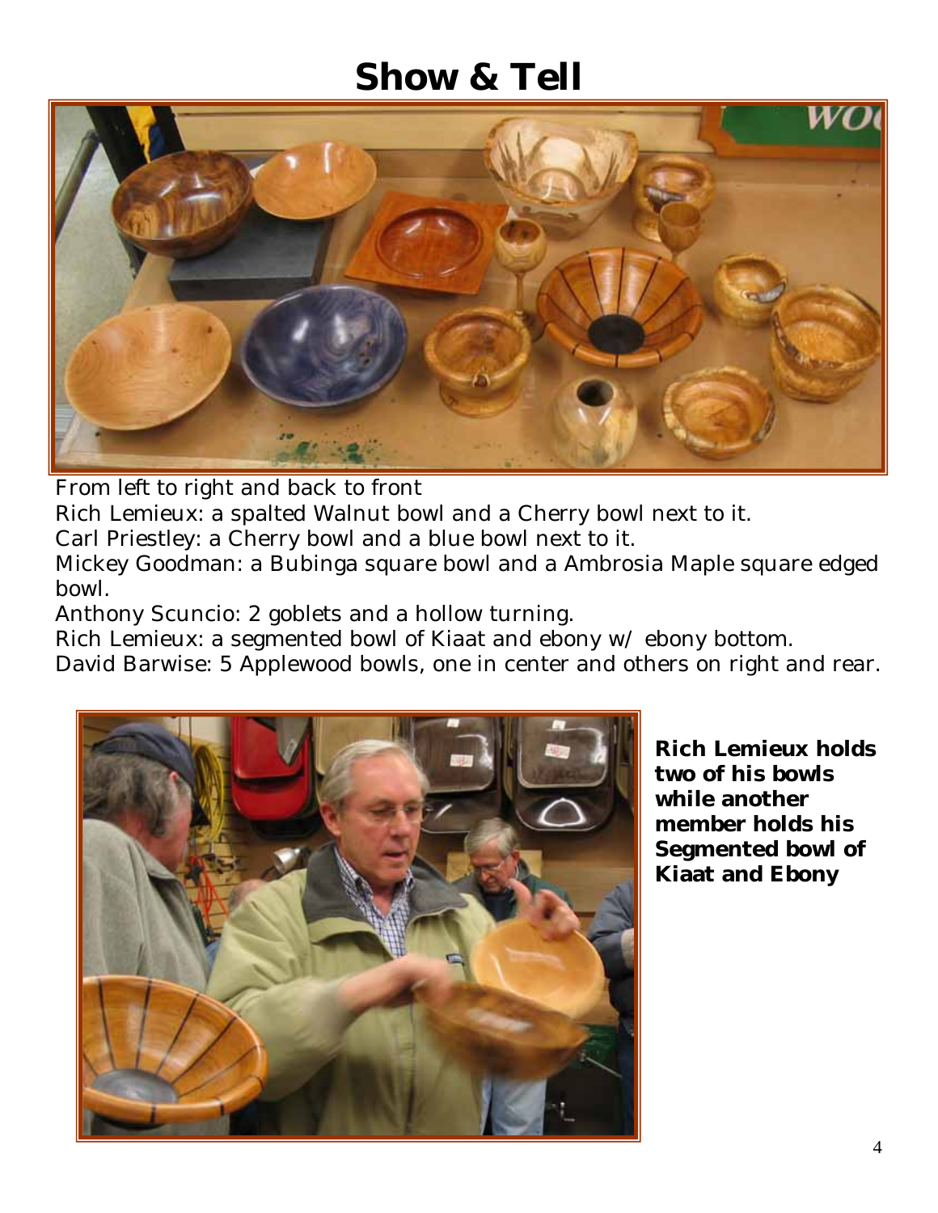# Show & Tell

From left to right and back to front

Rich Lemieux: a spalted Walnut bowl and a Cherry bowl next to it.

Carl Priestley: a Cherry bowl and a blue bowl next to it.

Mickey Goodman: a Bubinga square bowl and a Ambrosia Maple square edged bowl.

Anthony Scuncio: 2 goblets and a hollow turning.

Rich Lemieux: a segmented bowl of Kiaat and ebony w/ ebony bottom.

David Barwise: 5 Applewood bowls, one in center and others on right and rear.

**Rich Lemieux holds two of his bowls while another member holds his Segmented bowl of Kiaat and Ebony**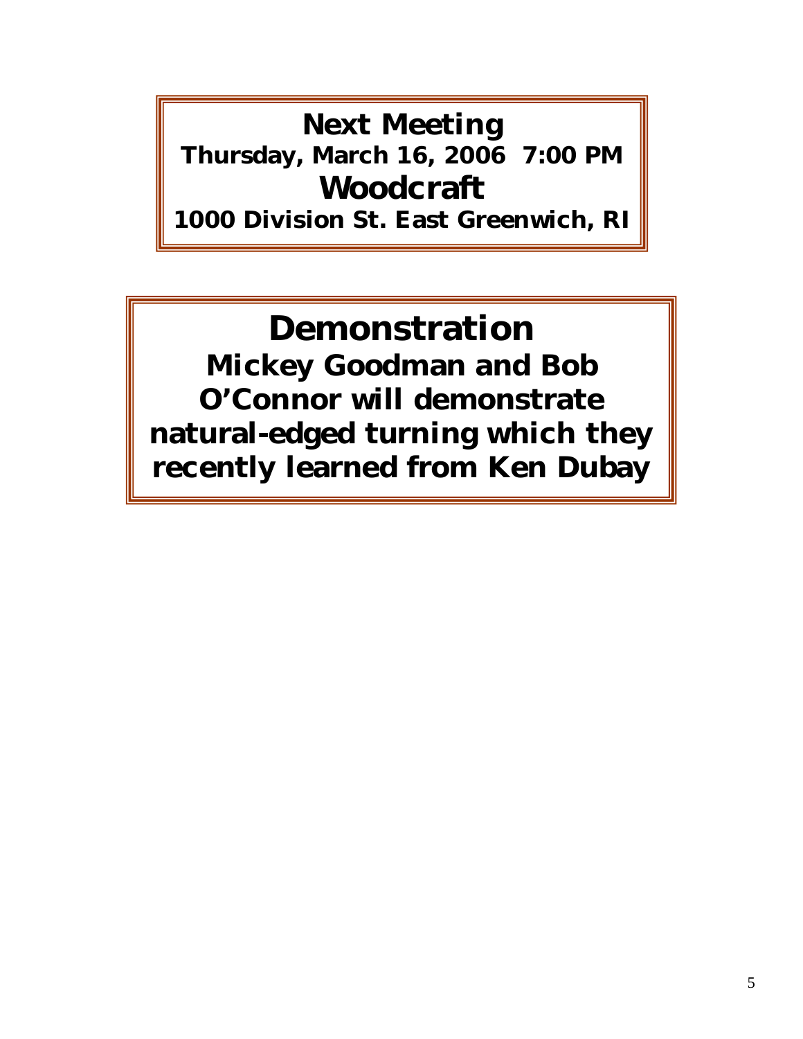## Next Meeting

**Thursday, March 16, 2006 7:00 PM**

## Woodcraft

**1000 Division St. East Greenwich, RI**

# Demonstration

**Mickey Goodman and Bob O'Connor will demonstrate natural-edged turning which they recently learned from Ken Dubay**